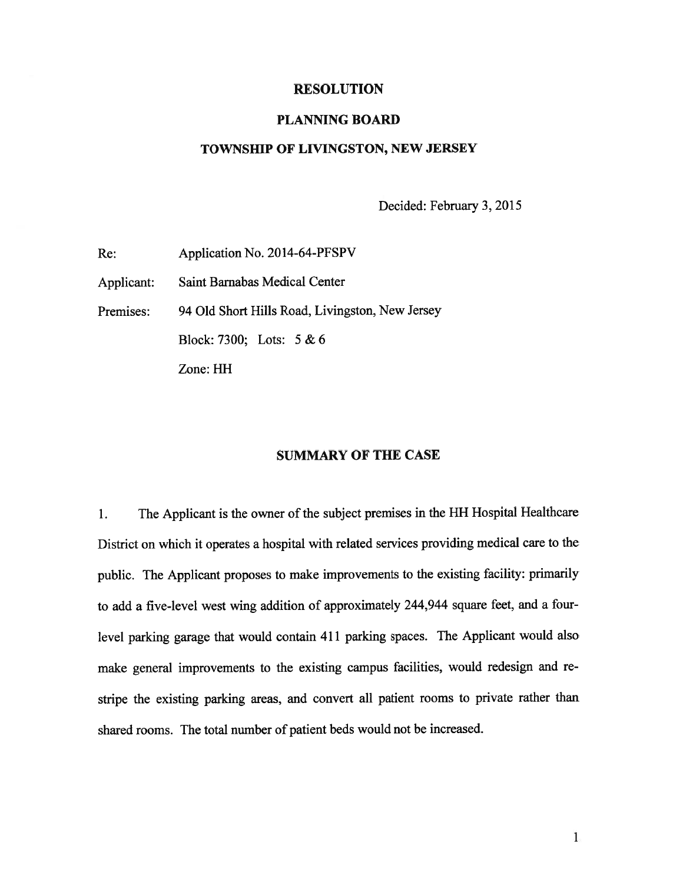# RESOLUTION

## PLANNING BOARD

## TOWNSHIP OF LIVINGSTON, NEW JERSEY

Decided: February 3, 2015

Re: Application No. 2014-64-PFSPV

Applicant: Saint Barnabas Medical Center

Premises: 94 Old Short Hills Road, Livingston, New Jersey

Block: 7300; Lots: 5 & 6

Zone: HH

## SUMMARY OF THE CASE

1. The Applicant is the owner of the subject premises in the HH Hospital Healthcare District on which it operates a hospital with related services providing medical care to the public. The Applicant proposes to make improvements to the existing facility: primarily to add a five-level west wing addition of approximately 244,944 square feet, and a four-level parking garage that would contain 411 parking spaces. The Applicant would also make general improvements to the existing campus facilities, would redesign and re-stripe the existing parking areas, and convert all patient rooms to private rather than shared rooms. The total number of patient beds would not be increased.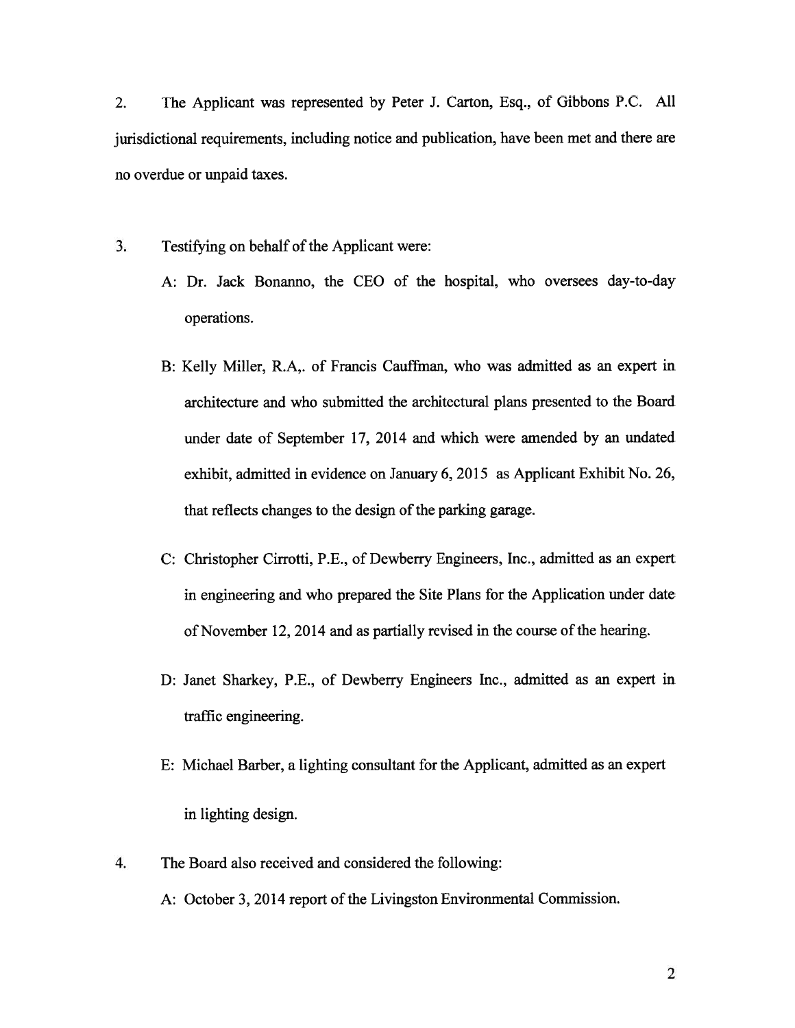2. The Applicant was represented by Peter J. Carton, Esq., of Gibbons P.C. All jurisdictional requirements, including notice and publication, have been met and there are no overdue or unpaid taxes.

3. Testifying on behalf of the Applicant were:

   A: Dr. Jack Bonanno, the CEO of the hospital, who oversees day-to-day operations.

   B: Kelly Miller, R.A,. of Francis Cauffman, who was admitted as an expert in architecture and who submitted the architectural plans presented to the Board under date of September 17, 2014 and which were amended by an undated exhibit, admitted in evidence on January 6, 2015 as Applicant Exhibit No. 26, that reflects changes to the design of the parking garage.

   C: Christopher Cirrotti, P.E., of Dewberry Engineers, Inc., admitted as an expert in engineering and who prepared the Site Plans for the Application under date of November 12, 2014 and as partially revised in the course of the hearing.

   D: Janet Sharkey, P.E., of Dewberry Engineers Inc., admitted as an expert in traffic engineering.

   E: Michael Barber, a lighting consultant for the Applicant, admitted as an expert in lighting design.

4. The Board also received and considered the following:

   A: October 3, 2014 report of the Livingston Environmental Commission.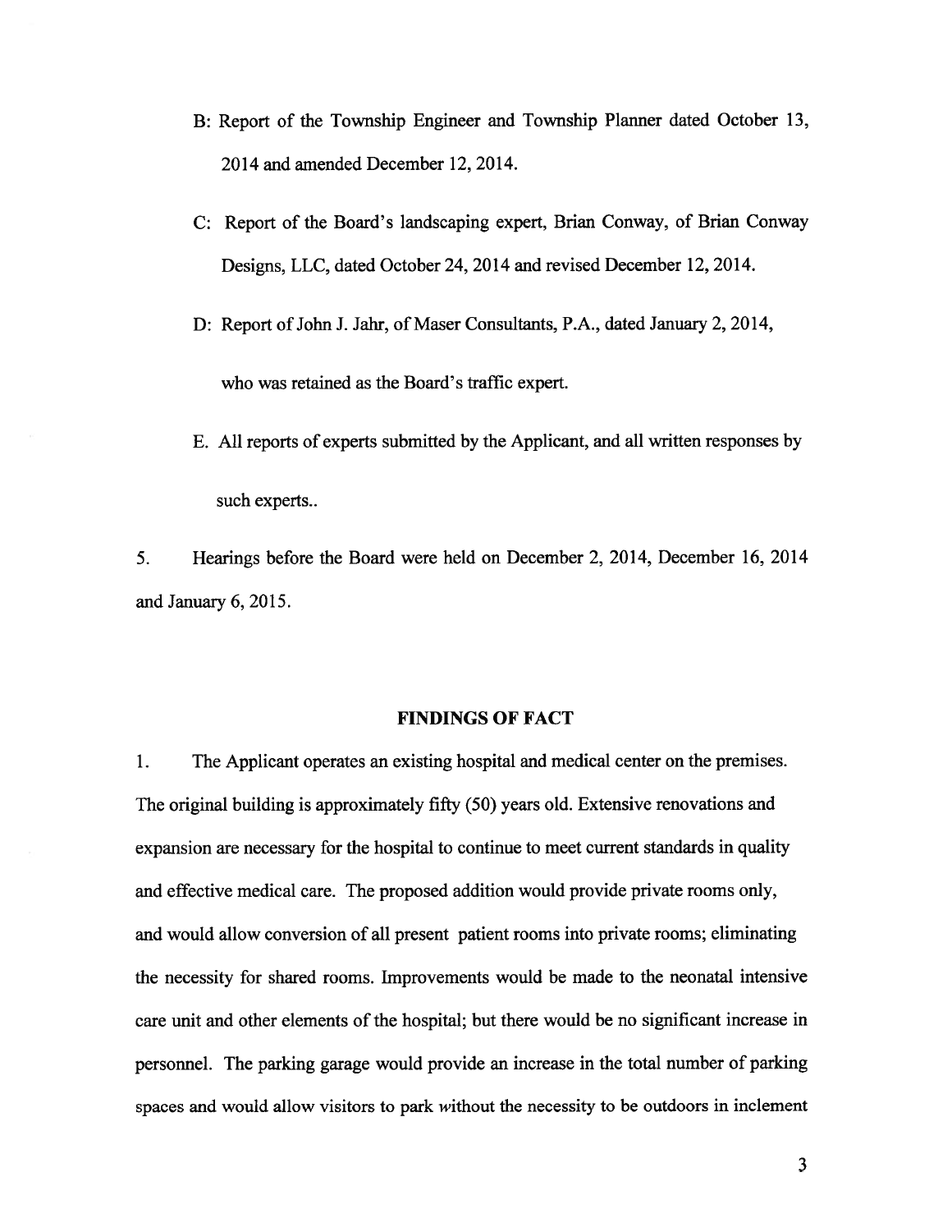B: Report of the Township Engineer and Township Planner dated October 13, 2014 and amended December 12, 2014.

C: Report of the Board's landscaping expert, Brian Conway, of Brian Conway Designs, LLC, dated October 24, 2014 and revised December 12, 2014.

D: Report of John J. Jahr, of Maser Consultants, P.A., dated January 2, 2014, who was retained as the Board's traffic expert.

E. All reports of experts submitted by the Applicant, and all written responses by such experts..

5. Hearings before the Board were held on December 2, 2014, December 16, 2014 and January 6, 2015.

## FINDINGS OF FACT

1. The Applicant operates an existing hospital and medical center on the premises. The original building is approximately fifty (50) years old. Extensive renovations and expansion are necessary for the hospital to continue to meet current standards in quality and effective medical care. The proposed addition would provide private rooms only, and would allow conversion of all present patient rooms into private rooms; eliminating the necessity for shared rooms. Improvements would be made to the neonatal intensive care unit and other elements of the hospital; but there would be no significant increase in personnel. The parking garage would provide an increase in the total number of parking spaces and would allow visitors to park without the necessity to be outdoors in inclement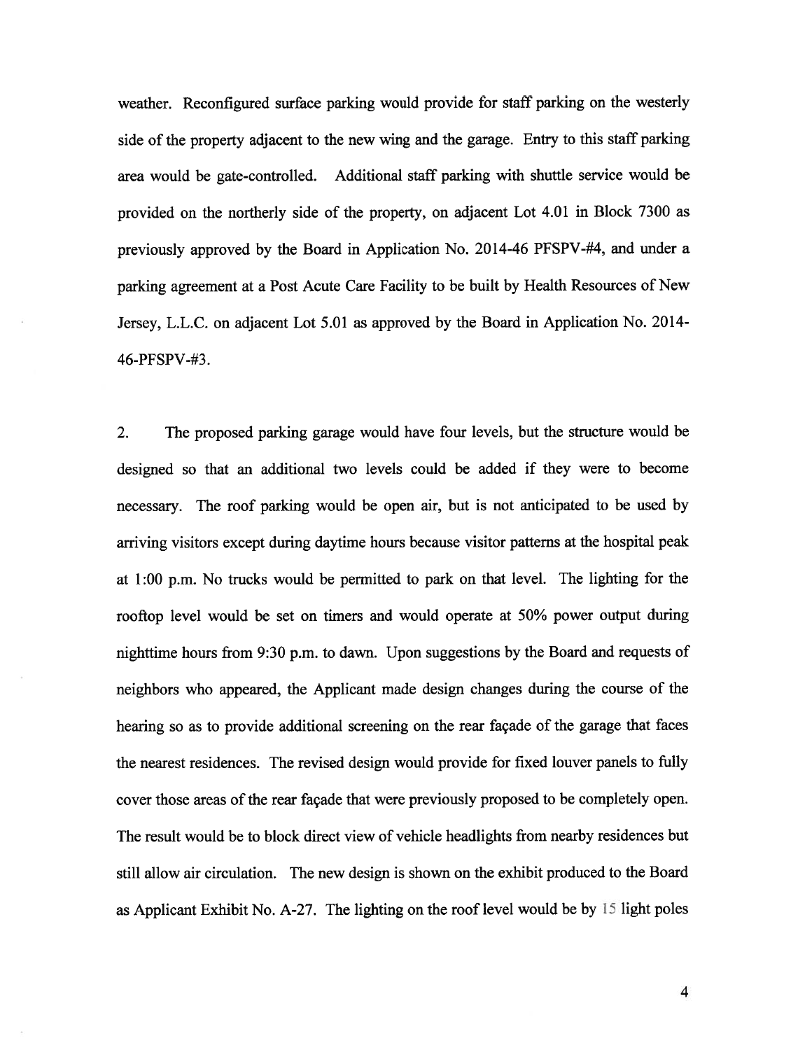weather. Reconfigured surface parking would provide for staff parking on the westerly side of the property adjacent to the new wing and the garage. Entry to this staff parking area would be gate-controlled. Additional staff parking with shuttle service would be provided on the northerly side of the property, on adjacent Lot 4.01 in Block 7300 as previously approved by the Board in Application No. 2014-46 PFSPV-#4, and under a parking agreement at a Post Acute Care Facility to be built by Health Resources of New Jersey, L.L.C. on adjacent Lot 5.01 as approved by the Board in Application No. 2014-46-PFSPV-#3.

2. The proposed parking garage would have four levels, but the structure would be designed so that an additional two levels could be added if they were to become necessary. The roof parking would be open air, but is not anticipated to be used by arriving visitors except during daytime hours because visitor patterns at the hospital peak at 1:00 p.m. No trucks would be permitted to park on that level. The lighting for the rooftop level would be set on timers and would operate at 50% power output during nighttime hours from 9:30 p.m. to dawn. Upon suggestions by the Board and requests of neighbors who appeared, the Applicant made design changes during the course of the hearing so as to provide additional screening on the rear façade of the garage that faces the nearest residences. The revised design would provide for fixed louver panels to fully cover those areas of the rear façade that were previously proposed to be completely open. The result would be to block direct view of vehicle headlights from nearby residences but still allow air circulation. The new design is shown on the exhibit produced to the Board as Applicant Exhibit No. A-27. The lighting on the roof level would be by 15 light poles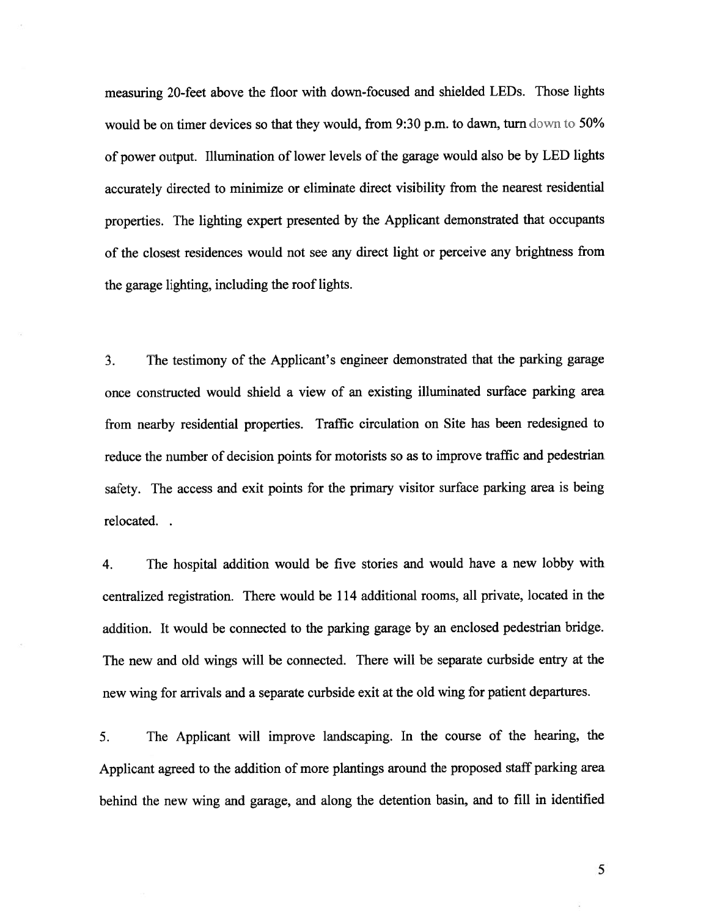measuring 20-feet above the floor with down-focused and shielded LEDs. Those lights would be on timer devices so that they would, from 9:30 p.m. to dawn, turn down to 50% of power output. Illumination of lower levels of the garage would also be by LED lights accurately directed to minimize or eliminate direct visibility from the nearest residential properties. The lighting expert presented by the Applicant demonstrated that occupants of the closest residences would not see any direct light or perceive any brightness from the garage lighting, including the roof lights.

3. The testimony of the Applicant's engineer demonstrated that the parking garage once constructed would shield a view of an existing illuminated surface parking area from nearby residential properties. Traffic circulation on Site has been redesigned to reduce the number of decision points for motorists so as to improve traffic and pedestrian safety. The access and exit points for the primary visitor surface parking area is being relocated. .

4. The hospital addition would be five stories and would have a new lobby with centralized registration. There would be 114 additional rooms, all private, located in the addition. It would be connected to the parking garage by an enclosed pedestrian bridge. The new and old wings will be connected. There will be separate curbside entry at the new wing for arrivals and a separate curbside exit at the old wing for patient departures.

5. The Applicant will improve landscaping. In the course of the hearing, the Applicant agreed to the addition of more plantings around the proposed staff parking area behind the new wing and garage, and along the detention basin, and to fill in identified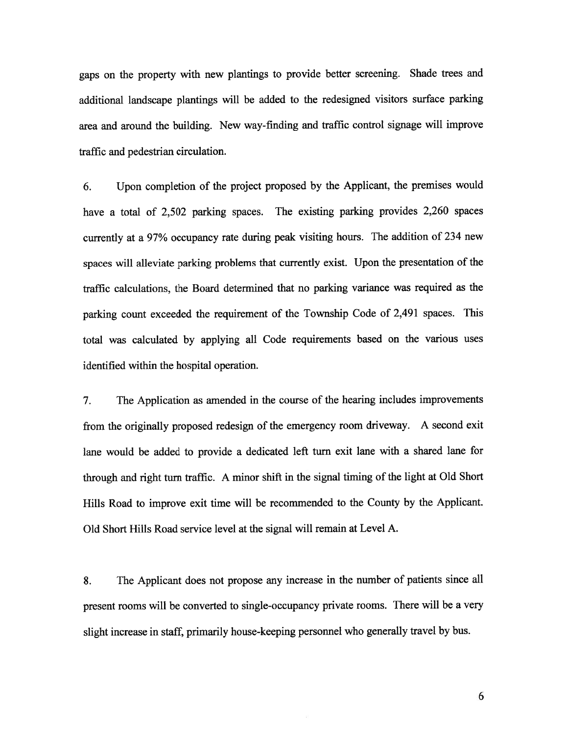gaps on the property with new plantings to provide better screening. Shade trees and additional landscape plantings will be added to the redesigned visitors surface parking area and around the building. New way-finding and traffic control signage will improve traffic and pedestrian circulation.

6. Upon completion of the project proposed by the Applicant, the premises would have a total of 2,502 parking spaces. The existing parking provides 2,260 spaces currently at a 97% occupancy rate during peak visiting hours. The addition of 234 new spaces will alleviate parking problems that currently exist. Upon the presentation of the traffic calculations, the Board determined that no parking variance was required as the parking count exceeded the requirement of the Township Code of 2,491 spaces. This total was calculated by applying all Code requirements based on the various uses identified within the hospital operation.

7. The Application as amended in the course of the hearing includes improvements from the originally proposed redesign of the emergency room driveway. A second exit lane would be added to provide a dedicated left turn exit lane with a shared lane for through and right turn traffic. A minor shift in the signal timing of the light at Old Short Hills Road to improve exit time will be recommended to the County by the Applicant. Old Short Hills Road service level at the signal will remain at Level A.

8. The Applicant does not propose any increase in the number of patients since all present rooms will be converted to single-occupancy private rooms. There will be a very slight increase in staff, primarily house-keeping personnel who generally travel by bus.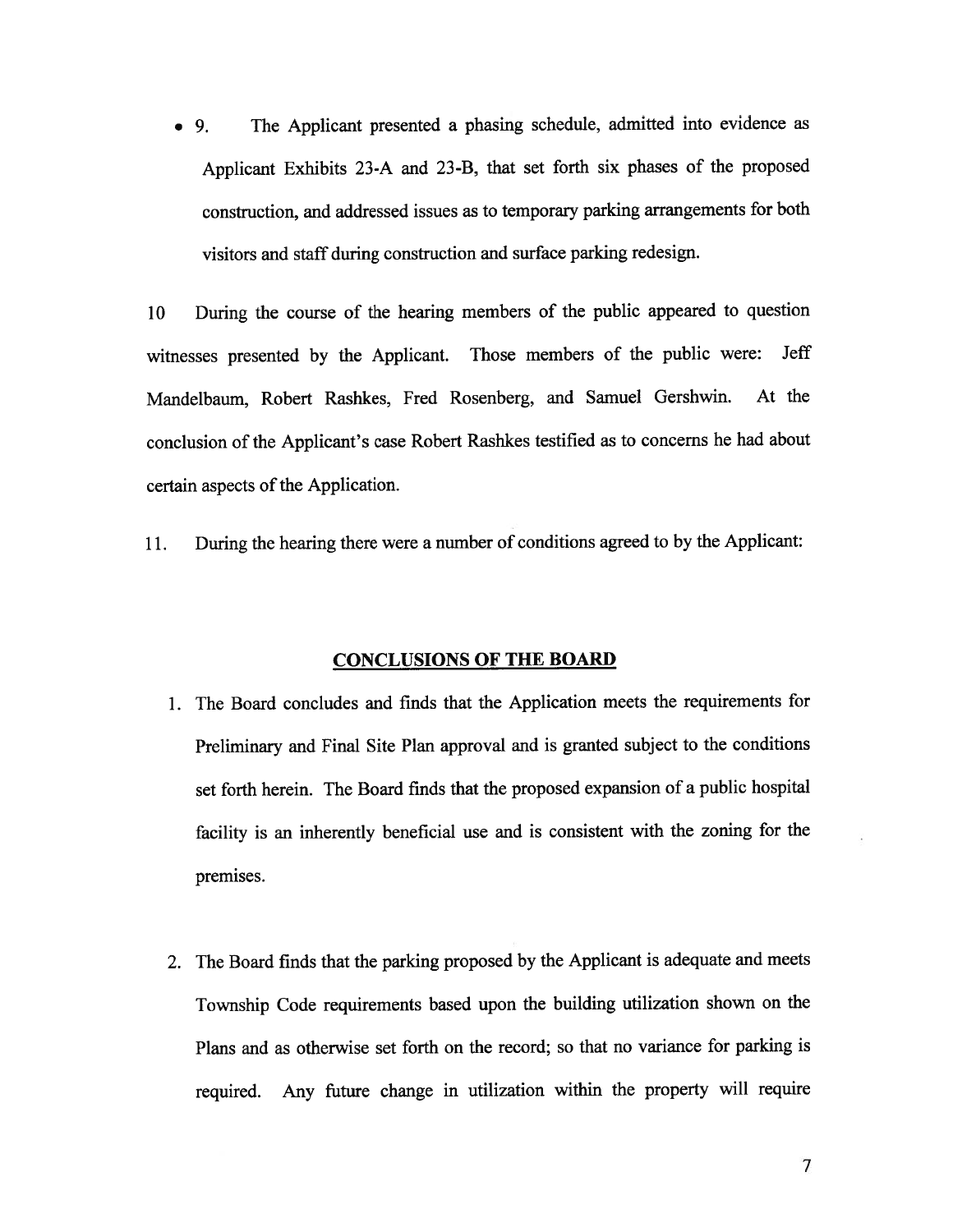- 9. The Applicant presented a phasing schedule, admitted into evidence as Applicant Exhibits 23-A and 23-B, that set forth six phases of the proposed construction, and addressed issues as to temporary parking arrangements for both visitors and staff during construction and surface parking redesign.

10 During the course of the hearing members of the public appeared to question witnesses presented by the Applicant. Those members of the public were: Jeff Mandelbaum, Robert Rashkes, Fred Rosenberg, and Samuel Gershwin. At the conclusion of the Applicant's case Robert Rashkes testified as to concerns he had about certain aspects of the Application.

11. During the hearing there were a number of conditions agreed to by the Applicant:

## CONCLUSIONS OF THE BOARD

1. The Board concludes and finds that the Application meets the requirements for Preliminary and Final Site Plan approval and is granted subject to the conditions set forth herein. The Board finds that the proposed expansion of a public hospital facility is an inherently beneficial use and is consistent with the zoning for the premises.

2. The Board finds that the parking proposed by the Applicant is adequate and meets Township Code requirements based upon the building utilization shown on the Plans and as otherwise set forth on the record; so that no variance for parking is required. Any future change in utilization within the property will require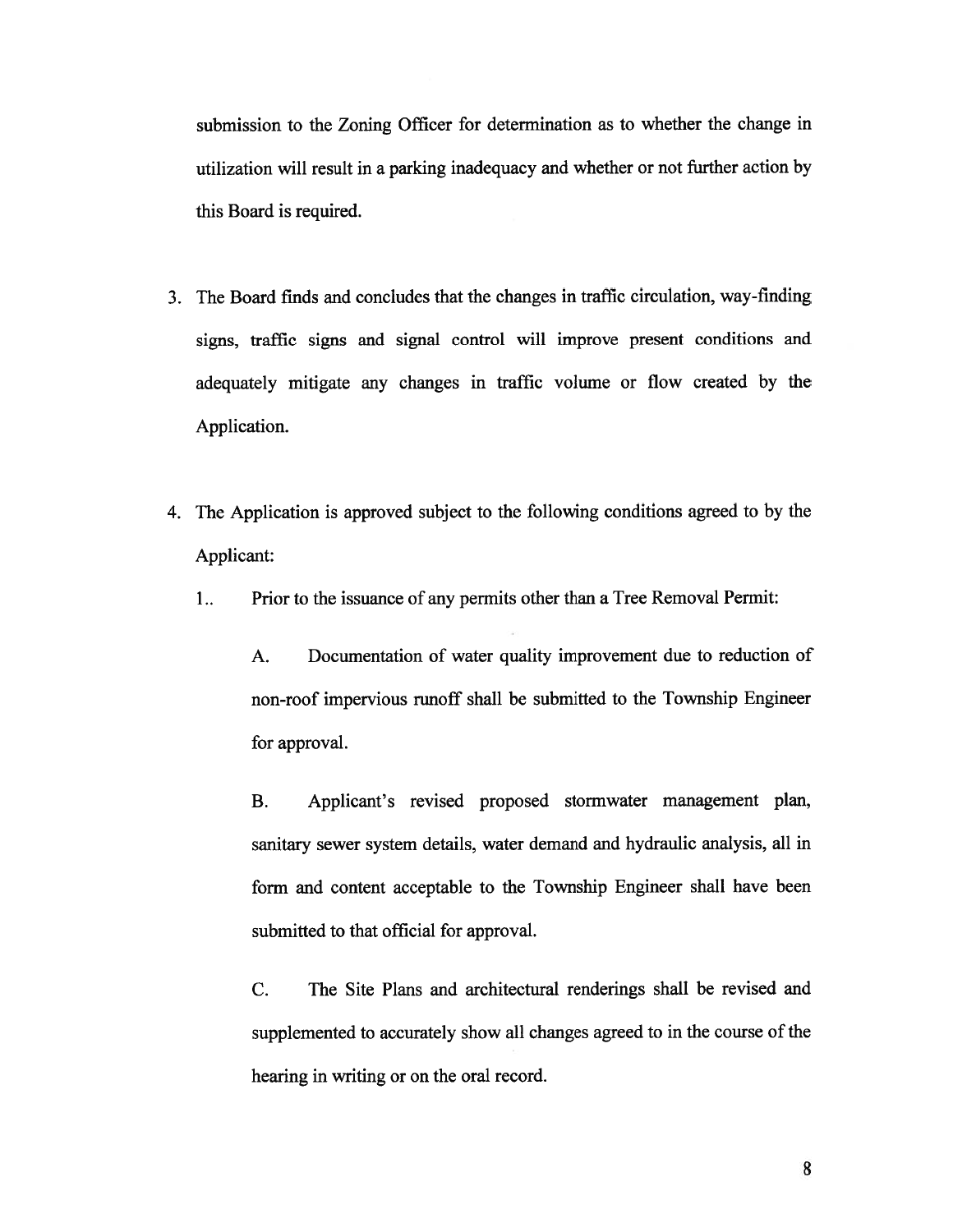submission to the Zoning Officer for determination as to whether the change in utilization will result in a parking inadequacy and whether or not further action by this Board is required.

3. The Board finds and concludes that the changes in traffic circulation, way-finding signs, traffic signs and signal control will improve present conditions and adequately mitigate any changes in traffic volume or flow created by the Application.

4. The Application is approved subject to the following conditions agreed to by the Applicant:

   1.. Prior to the issuance of any permits other than a Tree Removal Permit:

      A. Documentation of water quality improvement due to reduction of non-roof impervious runoff shall be submitted to the Township Engineer for approval.

      B. Applicant's revised proposed stormwater management plan, sanitary sewer system details, water demand and hydraulic analysis, all in form and content acceptable to the Township Engineer shall have been submitted to that official for approval.

      C. The Site Plans and architectural renderings shall be revised and supplemented to accurately show all changes agreed to in the course of the hearing in writing or on the oral record.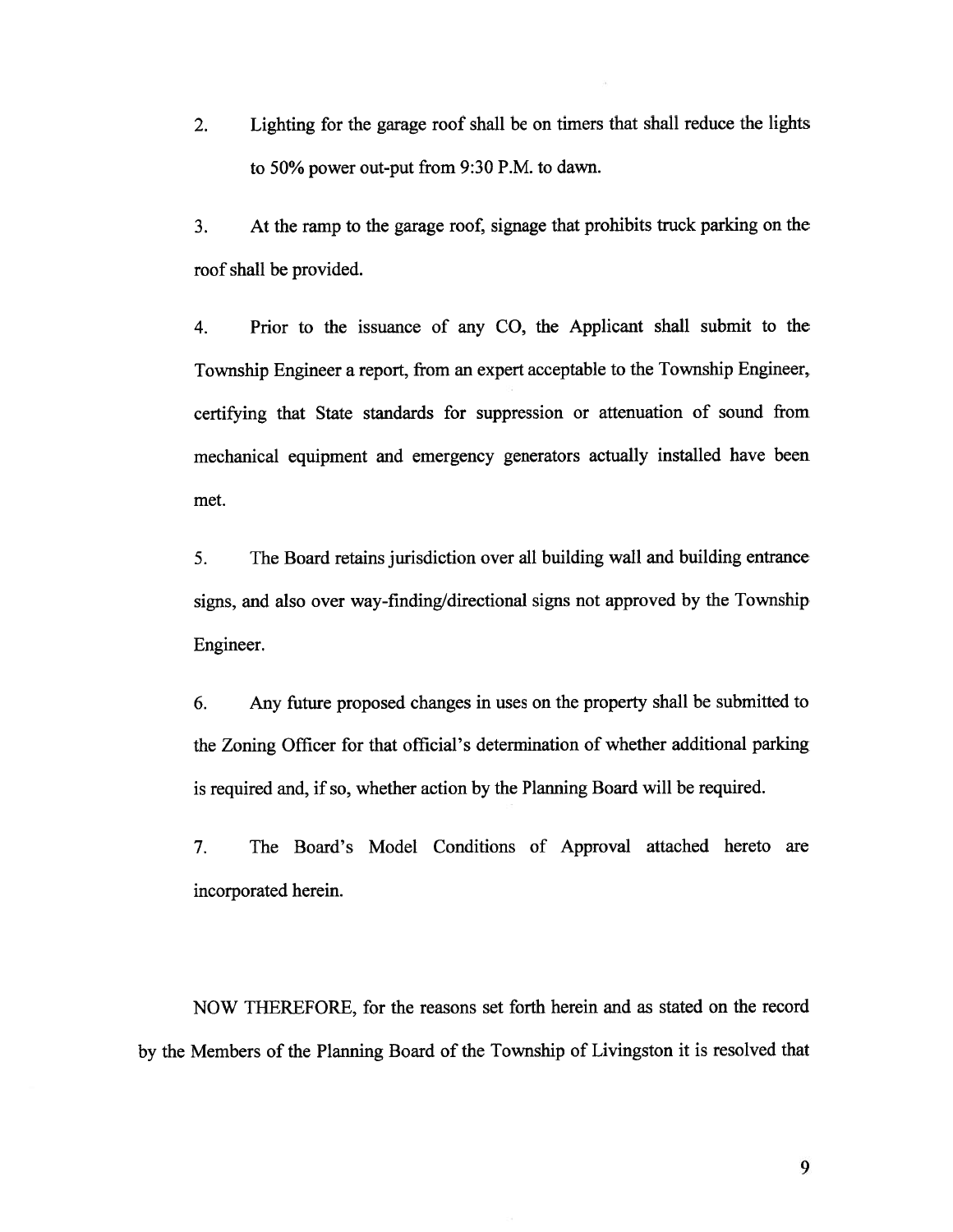2. Lighting for the garage roof shall be on timers that shall reduce the lights to 50% power out-put from 9:30 P.M. to dawn.

3. At the ramp to the garage roof, signage that prohibits truck parking on the roof shall be provided.

4. Prior to the issuance of any CO, the Applicant shall submit to the Township Engineer a report, from an expert acceptable to the Township Engineer, certifying that State standards for suppression or attenuation of sound from mechanical equipment and emergency generators actually installed have been met.

5. The Board retains jurisdiction over all building wall and building entrance signs, and also over way-finding/directional signs not approved by the Township Engineer.

6. Any future proposed changes in uses on the property shall be submitted to the Zoning Officer for that official's determination of whether additional parking is required and, if so, whether action by the Planning Board will be required.

7. The Board's Model Conditions of Approval attached hereto are incorporated herein.

NOW THEREFORE, for the reasons set forth herein and as stated on the record by the Members of the Planning Board of the Township of Livingston it is resolved that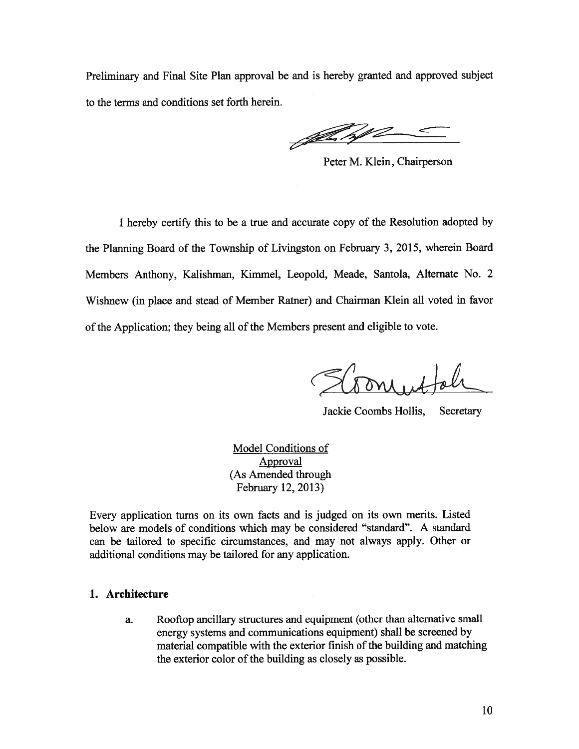Preliminary and Final Site Plan approval be and is hereby granted and approved subject to the terms and conditions set forth herein.

Peter M. Klein, Chairperson

I hereby certify this to be a true and accurate copy of the Resolution adopted by the Planning Board of the Township of Livingston on February 3, 2015, wherein Board Members Anthony, Kalishman, Kimmel, Leopold, Meade, Santola, Alternate No. 2 Wishnew (in place and stead of Member Ratner) and Chairman Klein all voted in favor of the Application; they being all of the Members present and eligible to vote.

Jackie Coombs Hollis, Secretary

<u>Model Conditions of Approval</u>
(As Amended through February 12, 2013)

Every application turns on its own facts and is judged on its own merits. Listed below are models of conditions which may be considered "standard". A standard can be tailored to specific circumstances, and may not always apply. Other or additional conditions may be tailored for any application.

**1. Architecture**

a. Rooftop ancillary structures and equipment (other than alternative small energy systems and communications equipment) shall be screened by material compatible with the exterior finish of the building and matching the exterior color of the building as closely as possible.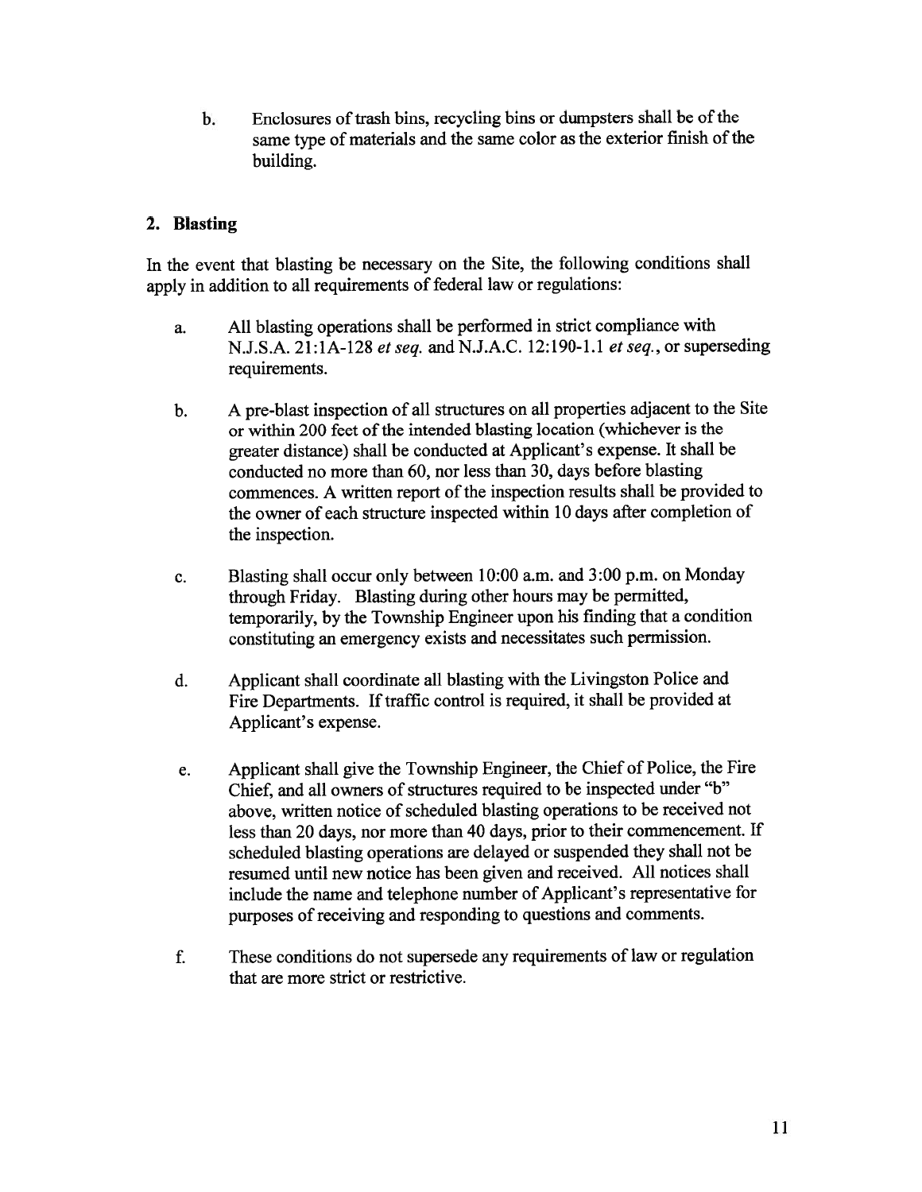b. Enclosures of trash bins, recycling bins or dumpsters shall be of the same type of materials and the same color as the exterior finish of the building.

## 2. Blasting

In the event that blasting be necessary on the Site, the following conditions shall apply in addition to all requirements of federal law or regulations:

a. All blasting operations shall be performed in strict compliance with N.J.S.A. 21:1A-128 *et seq.* and N.J.A.C. 12:190-1.1 *et seq.*, or superseding requirements.

b. A pre-blast inspection of all structures on all properties adjacent to the Site or within 200 feet of the intended blasting location (whichever is the greater distance) shall be conducted at Applicant's expense. It shall be conducted no more than 60, nor less than 30, days before blasting commences. A written report of the inspection results shall be provided to the owner of each structure inspected within 10 days after completion of the inspection.

c. Blasting shall occur only between 10:00 a.m. and 3:00 p.m. on Monday through Friday. Blasting during other hours may be permitted, temporarily, by the Township Engineer upon his finding that a condition constituting an emergency exists and necessitates such permission.

d. Applicant shall coordinate all blasting with the Livingston Police and Fire Departments. If traffic control is required, it shall be provided at Applicant's expense.

e. Applicant shall give the Township Engineer, the Chief of Police, the Fire Chief, and all owners of structures required to be inspected under "b" above, written notice of scheduled blasting operations to be received not less than 20 days, nor more than 40 days, prior to their commencement. If scheduled blasting operations are delayed or suspended they shall not be resumed until new notice has been given and received. All notices shall include the name and telephone number of Applicant's representative for purposes of receiving and responding to questions and comments.

f. These conditions do not supersede any requirements of law or regulation that are more strict or restrictive.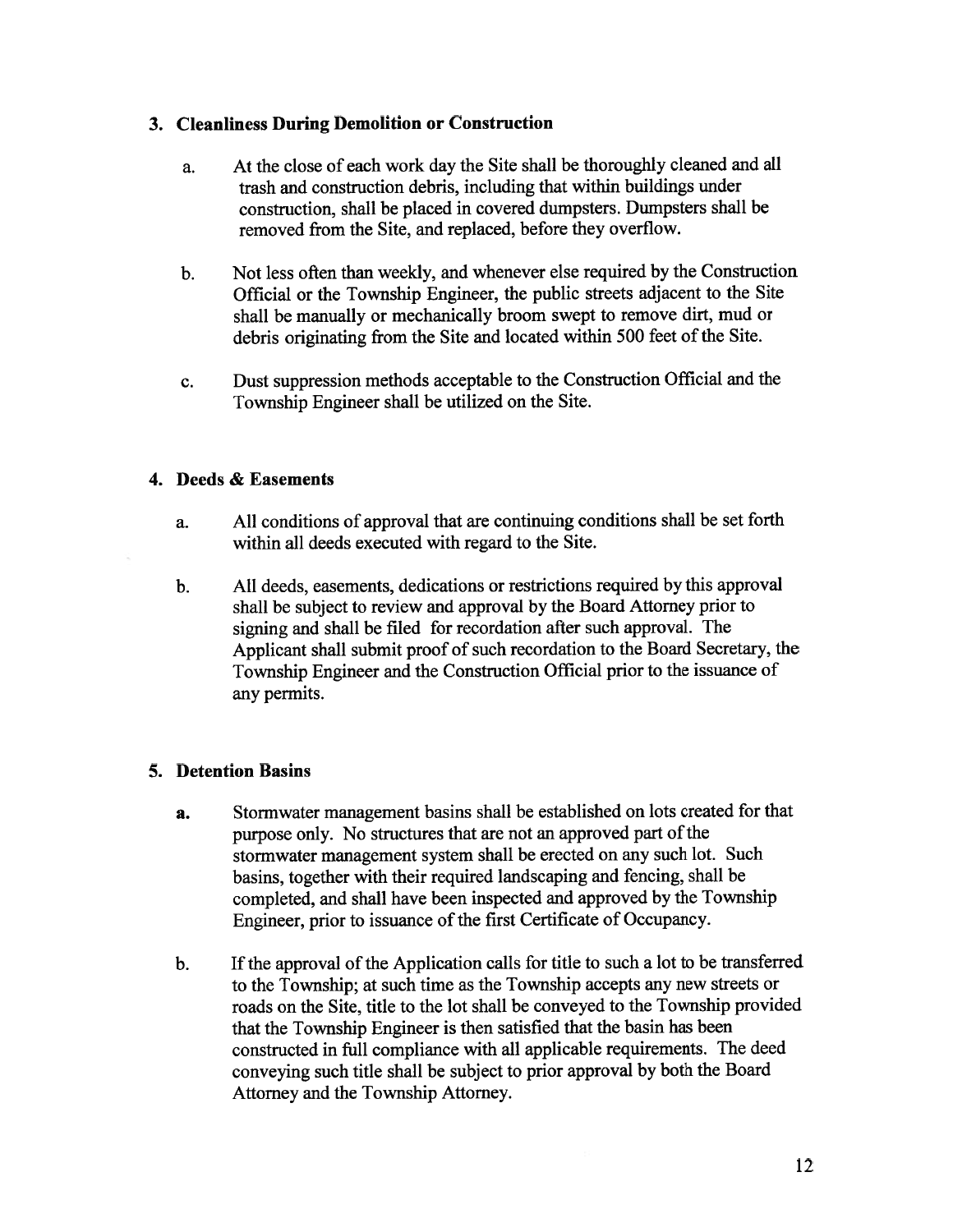### 3. Cleanliness During Demolition or Construction

a. At the close of each work day the Site shall be thoroughly cleaned and all trash and construction debris, including that within buildings under construction, shall be placed in covered dumpsters. Dumpsters shall be removed from the Site, and replaced, before they overflow.

b. Not less often than weekly, and whenever else required by the Construction Official or the Township Engineer, the public streets adjacent to the Site shall be manually or mechanically broom swept to remove dirt, mud or debris originating from the Site and located within 500 feet of the Site.

c. Dust suppression methods acceptable to the Construction Official and the Township Engineer shall be utilized on the Site.

### 4. Deeds & Easements

a. All conditions of approval that are continuing conditions shall be set forth within all deeds executed with regard to the Site.

b. All deeds, easements, dedications or restrictions required by this approval shall be subject to review and approval by the Board Attorney prior to signing and shall be filed for recordation after such approval. The Applicant shall submit proof of such recordation to the Board Secretary, the Township Engineer and the Construction Official prior to the issuance of any permits.

### 5. Detention Basins

a. Stormwater management basins shall be established on lots created for that purpose only. No structures that are not an approved part of the stormwater management system shall be erected on any such lot. Such basins, together with their required landscaping and fencing, shall be completed, and shall have been inspected and approved by the Township Engineer, prior to issuance of the first Certificate of Occupancy.

b. If the approval of the Application calls for title to such a lot to be transferred to the Township; at such time as the Township accepts any new streets or roads on the Site, title to the lot shall be conveyed to the Township provided that the Township Engineer is then satisfied that the basin has been constructed in full compliance with all applicable requirements. The deed conveying such title shall be subject to prior approval by both the Board Attorney and the Township Attorney.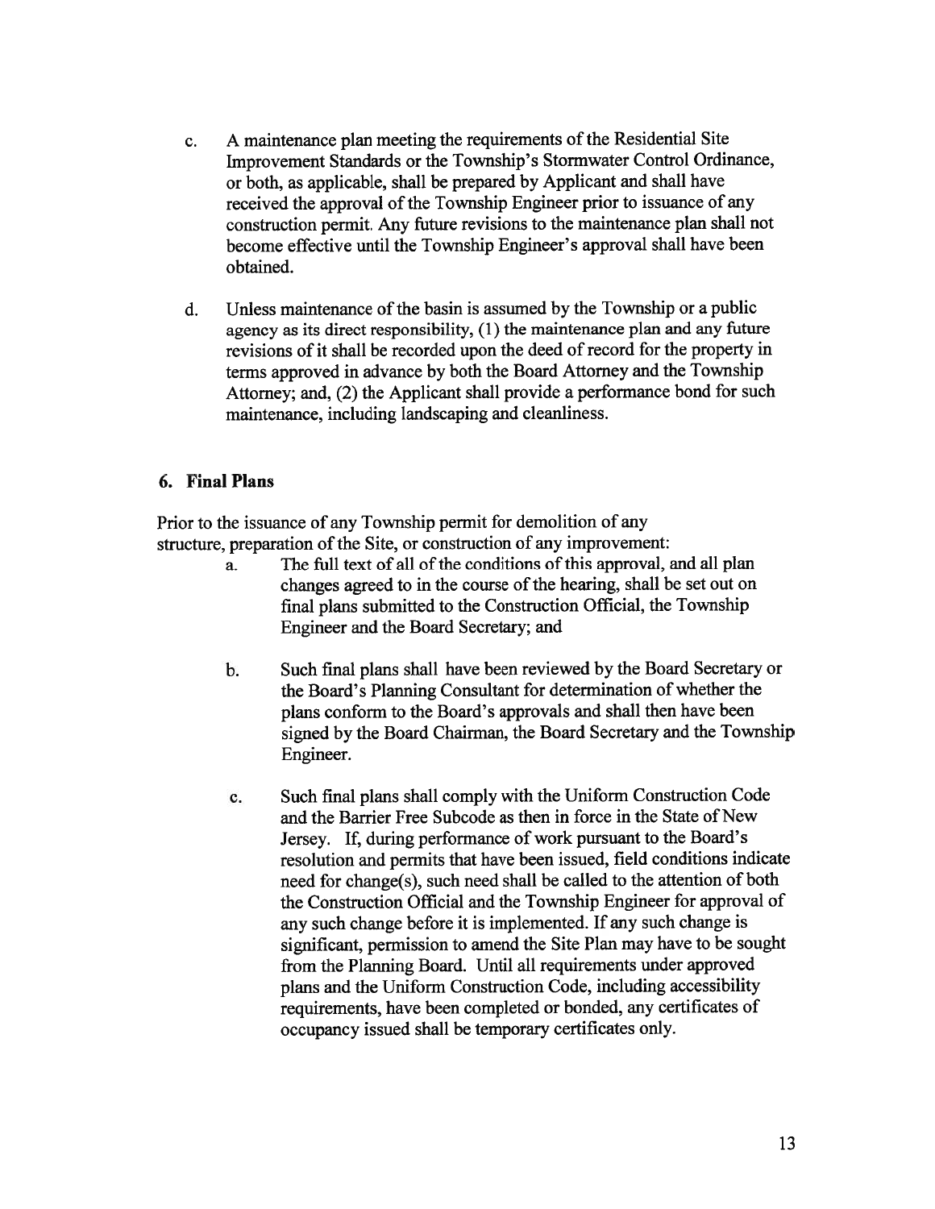c. A maintenance plan meeting the requirements of the Residential Site Improvement Standards or the Township's Stormwater Control Ordinance, or both, as applicable, shall be prepared by Applicant and shall have received the approval of the Township Engineer prior to issuance of any construction permit. Any future revisions to the maintenance plan shall not become effective until the Township Engineer's approval shall have been obtained.

d. Unless maintenance of the basin is assumed by the Township or a public agency as its direct responsibility, (1) the maintenance plan and any future revisions of it shall be recorded upon the deed of record for the property in terms approved in advance by both the Board Attorney and the Township Attorney; and, (2) the Applicant shall provide a performance bond for such maintenance, including landscaping and cleanliness.

### 6. Final Plans

Prior to the issuance of any Township permit for demolition of any structure, preparation of the Site, or construction of any improvement:

a. The full text of all of the conditions of this approval, and all plan changes agreed to in the course of the hearing, shall be set out on final plans submitted to the Construction Official, the Township Engineer and the Board Secretary; and

b. Such final plans shall have been reviewed by the Board Secretary or the Board's Planning Consultant for determination of whether the plans conform to the Board's approvals and shall then have been signed by the Board Chairman, the Board Secretary and the Township Engineer.

c. Such final plans shall comply with the Uniform Construction Code and the Barrier Free Subcode as then in force in the State of New Jersey. If, during performance of work pursuant to the Board's resolution and permits that have been issued, field conditions indicate need for change(s), such need shall be called to the attention of both the Construction Official and the Township Engineer for approval of any such change before it is implemented. If any such change is significant, permission to amend the Site Plan may have to be sought from the Planning Board. Until all requirements under approved plans and the Uniform Construction Code, including accessibility requirements, have been completed or bonded, any certificates of occupancy issued shall be temporary certificates only.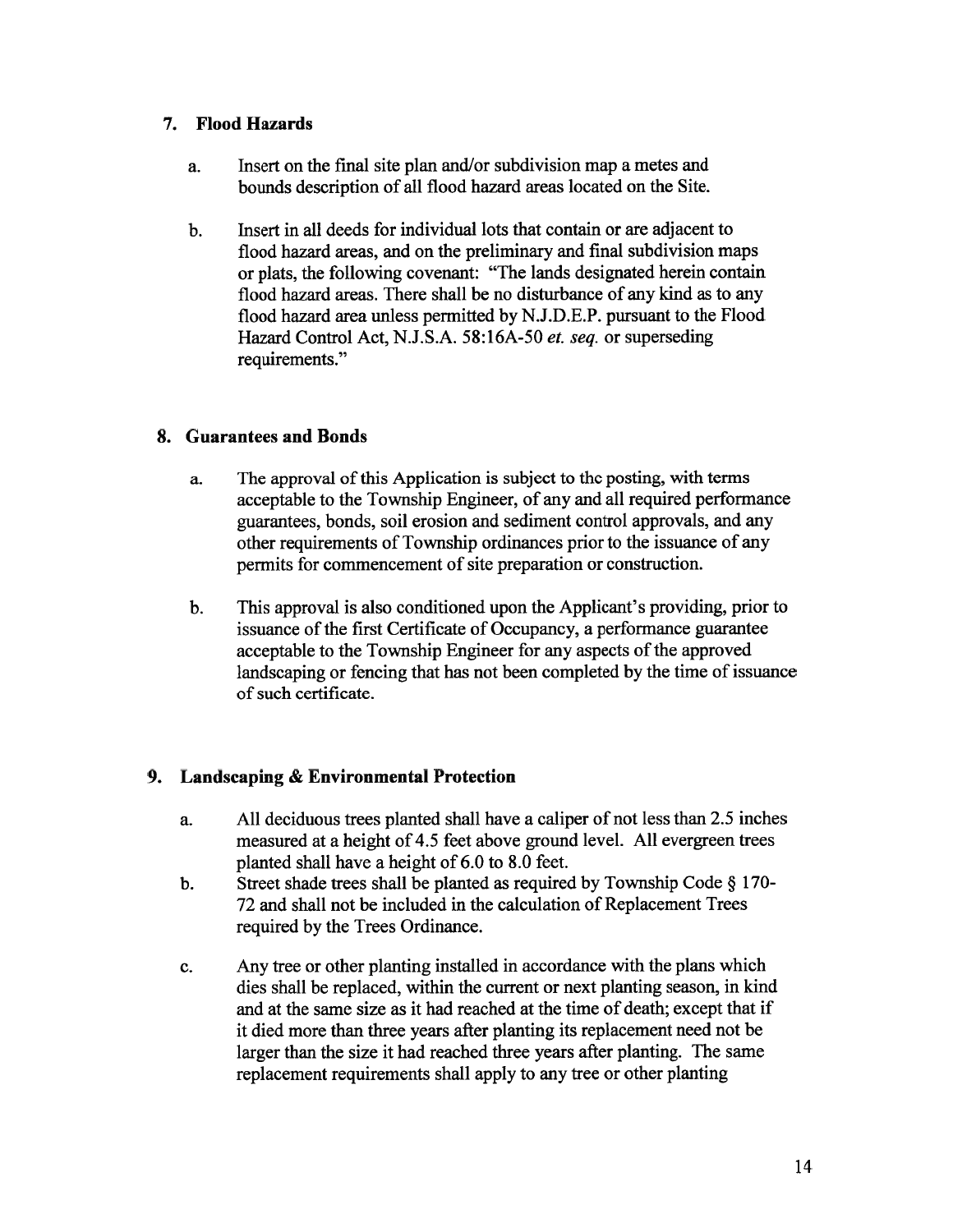## 7. Flood Hazards

a. Insert on the final site plan and/or subdivision map a metes and bounds description of all flood hazard areas located on the Site.

b. Insert in all deeds for individual lots that contain or are adjacent to flood hazard areas, and on the preliminary and final subdivision maps or plats, the following covenant: "The lands designated herein contain flood hazard areas. There shall be no disturbance of any kind as to any flood hazard area unless permitted by N.J.D.E.P. pursuant to the Flood Hazard Control Act, N.J.S.A. 58:16A-50 *et. seq.* or superseding requirements."

## 8. Guarantees and Bonds

a. The approval of this Application is subject to thc posting, with terms acceptable to the Township Engineer, of any and all required performance guarantees, bonds, soil erosion and sediment control approvals, and any other requirements of Township ordinances prior to the issuance of any permits for commencement of site preparation or construction.

b. This approval is also conditioned upon the Applicant's providing, prior to issuance of the first Certificate of Occupancy, a performance guarantee acceptable to the Township Engineer for any aspects of the approved landscaping or fencing that has not been completed by the time of issuance of such certificate.

## 9. Landscaping & Environmental Protection

a. All deciduous trees planted shall have a caliper of not less than 2.5 inches measured at a height of 4.5 feet above ground level. All evergreen trees planted shall have a height of 6.0 to 8.0 feet.

b. Street shade trees shall be planted as required by Township Code § 170-72 and shall not be included in the calculation of Replacement Trees required by the Trees Ordinance.

c. Any tree or other planting installed in accordance with the plans which dies shall be replaced, within the current or next planting season, in kind and at the same size as it had reached at the time of death; except that if it died more than three years after planting its replacement need not be larger than the size it had reached three years after planting. The same replacement requirements shall apply to any tree or other planting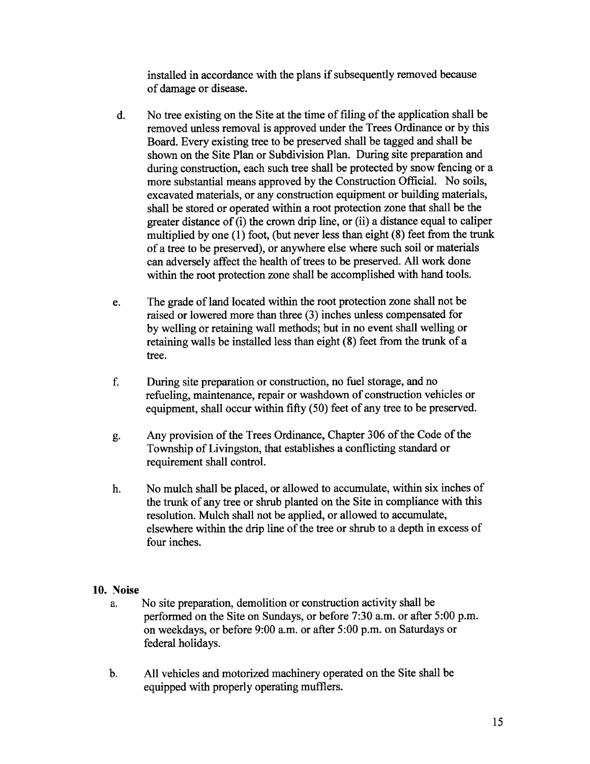installed in accordance with the plans if subsequently removed because of damage or disease.

d. No tree existing on the Site at the time of filing of the application shall be removed unless removal is approved under the Trees Ordinance or by this Board. Every existing tree to be preserved shall be tagged and shall be shown on the Site Plan or Subdivision Plan. During site preparation and during construction, each such tree shall be protected by snow fencing or a more substantial means approved by the Construction Official. No soils, excavated materials, or any construction equipment or building materials, shall be stored or operated within a root protection zone that shall be the greater distance of (i) the crown drip line, or (ii) a distance equal to caliper multiplied by one (1) foot, (but never less than eight (8) feet from the trunk of a tree to be preserved), or anywhere else where such soil or materials can adversely affect the health of trees to be preserved. All work done within the root protection zone shall be accomplished with hand tools.

e. The grade of land located within the root protection zone shall not be raised or lowered more than three (3) inches unless compensated for by welling or retaining wall methods; but in no event shall welling or retaining walls be installed less than eight (8) feet from the trunk of a tree.

f. During site preparation or construction, no fuel storage, and no refueling, maintenance, repair or washdown of construction vehicles or equipment, shall occur within fifty (50) feet of any tree to be preserved.

g. Any provision of the Trees Ordinance, Chapter 306 of the Code of the Township of Livingston, that establishes a conflicting standard or requirement shall control.

h. No mulch shall be placed, or allowed to accumulate, within six inches of the trunk of any tree or shrub planted on the Site in compliance with this resolution. Mulch shall not be applied, or allowed to accumulate, elsewhere within the drip line of the tree or shrub to a depth in excess of four inches.

**10. Noise**

a. No site preparation, demolition or construction activity shall be performed on the Site on Sundays, or before 7:30 a.m. or after 5:00 p.m. on weekdays, or before 9:00 a.m. or after 5:00 p.m. on Saturdays or federal holidays.

b. All vehicles and motorized machinery operated on the Site shall be equipped with properly operating mufflers.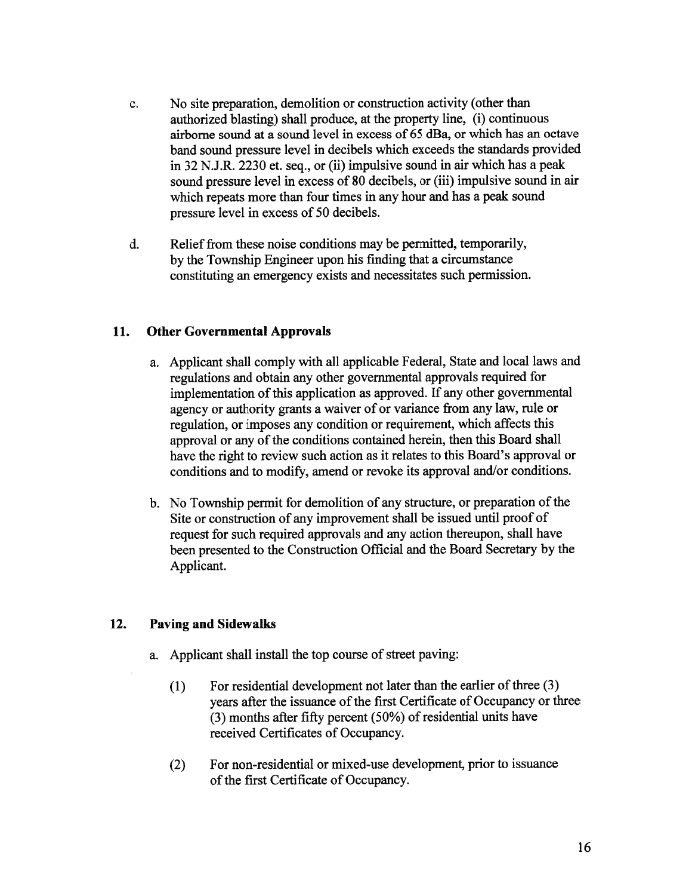c. No site preparation, demolition or construction activity (other than authorized blasting) shall produce, at the property line, (i) continuous airborne sound at a sound level in excess of 65 dBa, or which has an octave band sound pressure level in decibels which exceeds the standards provided in 32 N.J.R. 2230 et. seq., or (ii) impulsive sound in air which has a peak sound pressure level in excess of 80 decibels, or (iii) impulsive sound in air which repeats more than four times in any hour and has a peak sound pressure level in excess of 50 decibels.

d. Relief from these noise conditions may be permitted, temporarily, by the Township Engineer upon his finding that a circumstance constituting an emergency exists and necessitates such permission.

**11. Other Governmental Approvals**

a. Applicant shall comply with all applicable Federal, State and local laws and regulations and obtain any other governmental approvals required for implementation of this application as approved. If any other governmental agency or authority grants a waiver of or variance from any law, rule or regulation, or imposes any condition or requirement, which affects this approval or any of the conditions contained herein, then this Board shall have the right to review such action as it relates to this Board's approval or conditions and to modify, amend or revoke its approval and/or conditions.

b. No Township permit for demolition of any structure, or preparation of the Site or construction of any improvement shall be issued until proof of request for such required approvals and any action thereupon, shall have been presented to the Construction Official and the Board Secretary by the Applicant.

**12. Paving and Sidewalks**

a. Applicant shall install the top course of street paving:

(1) For residential development not later than the earlier of three (3) years after the issuance of the first Certificate of Occupancy or three (3) months after fifty percent (50%) of residential units have received Certificates of Occupancy.

(2) For non-residential or mixed-use development, prior to issuance of the first Certificate of Occupancy.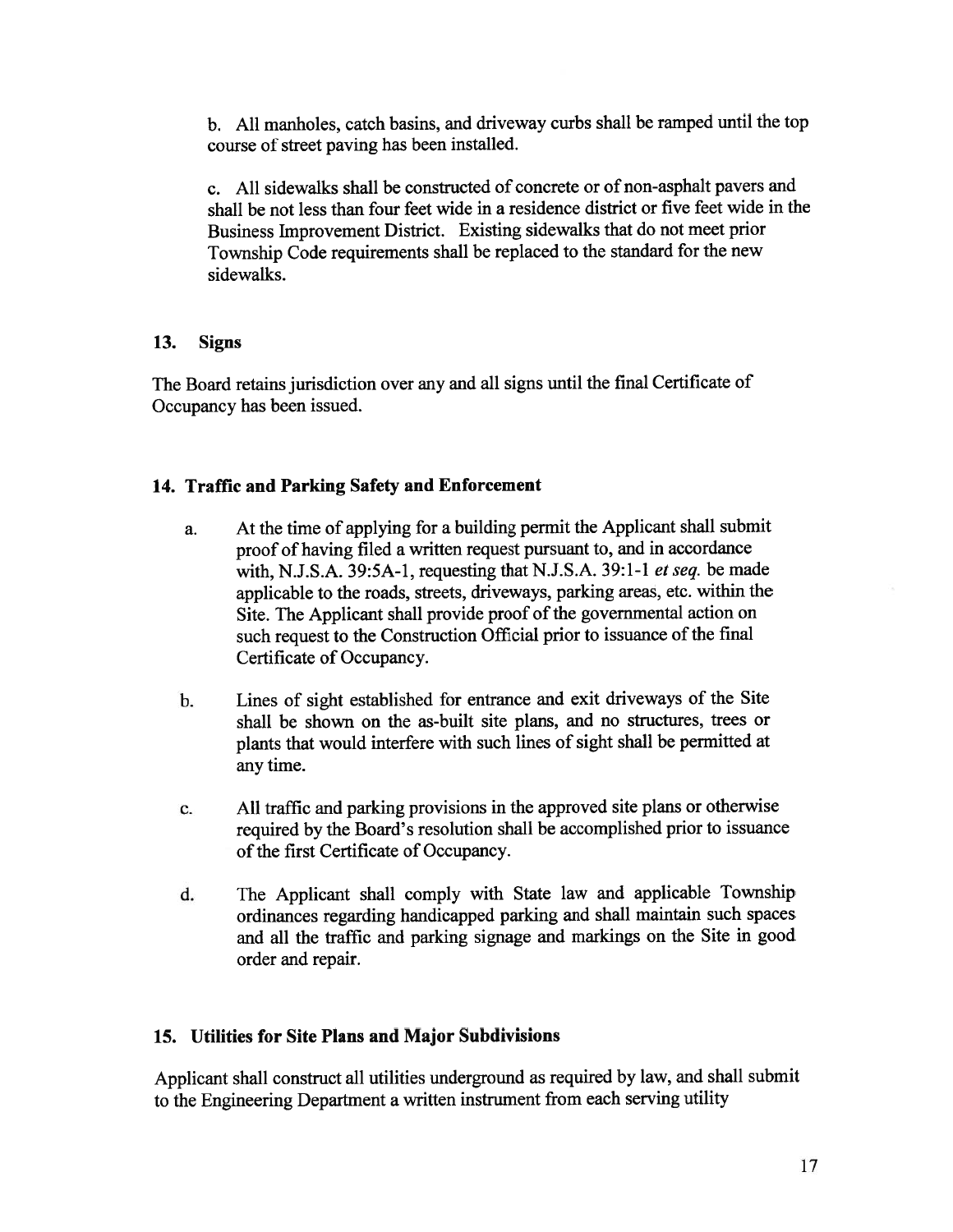b. All manholes, catch basins, and driveway curbs shall be ramped until the top course of street paving has been installed.

c. All sidewalks shall be constructed of concrete or of non-asphalt pavers and shall be not less than four feet wide in a residence district or five feet wide in the Business Improvement District. Existing sidewalks that do not meet prior Township Code requirements shall be replaced to the standard for the new sidewalks.

### 13. Signs

The Board retains jurisdiction over any and all signs until the final Certificate of Occupancy has been issued.

### 14. Traffic and Parking Safety and Enforcement

a. At the time of applying for a building permit the Applicant shall submit proof of having filed a written request pursuant to, and in accordance with, N.J.S.A. 39:5A-1, requesting that N.J.S.A. 39:1-1 *et seq.* be made applicable to the roads, streets, driveways, parking areas, etc. within the Site. The Applicant shall provide proof of the governmental action on such request to the Construction Official prior to issuance of the final Certificate of Occupancy.

b. Lines of sight established for entrance and exit driveways of the Site shall be shown on the as-built site plans, and no structures, trees or plants that would interfere with such lines of sight shall be permitted at any time.

c. All traffic and parking provisions in the approved site plans or otherwise required by the Board's resolution shall be accomplished prior to issuance of the first Certificate of Occupancy.

d. The Applicant shall comply with State law and applicable Township ordinances regarding handicapped parking and shall maintain such spaces and all the traffic and parking signage and markings on the Site in good order and repair.

### 15. Utilities for Site Plans and Major Subdivisions

Applicant shall construct all utilities underground as required by law, and shall submit to the Engineering Department a written instrument from each serving utility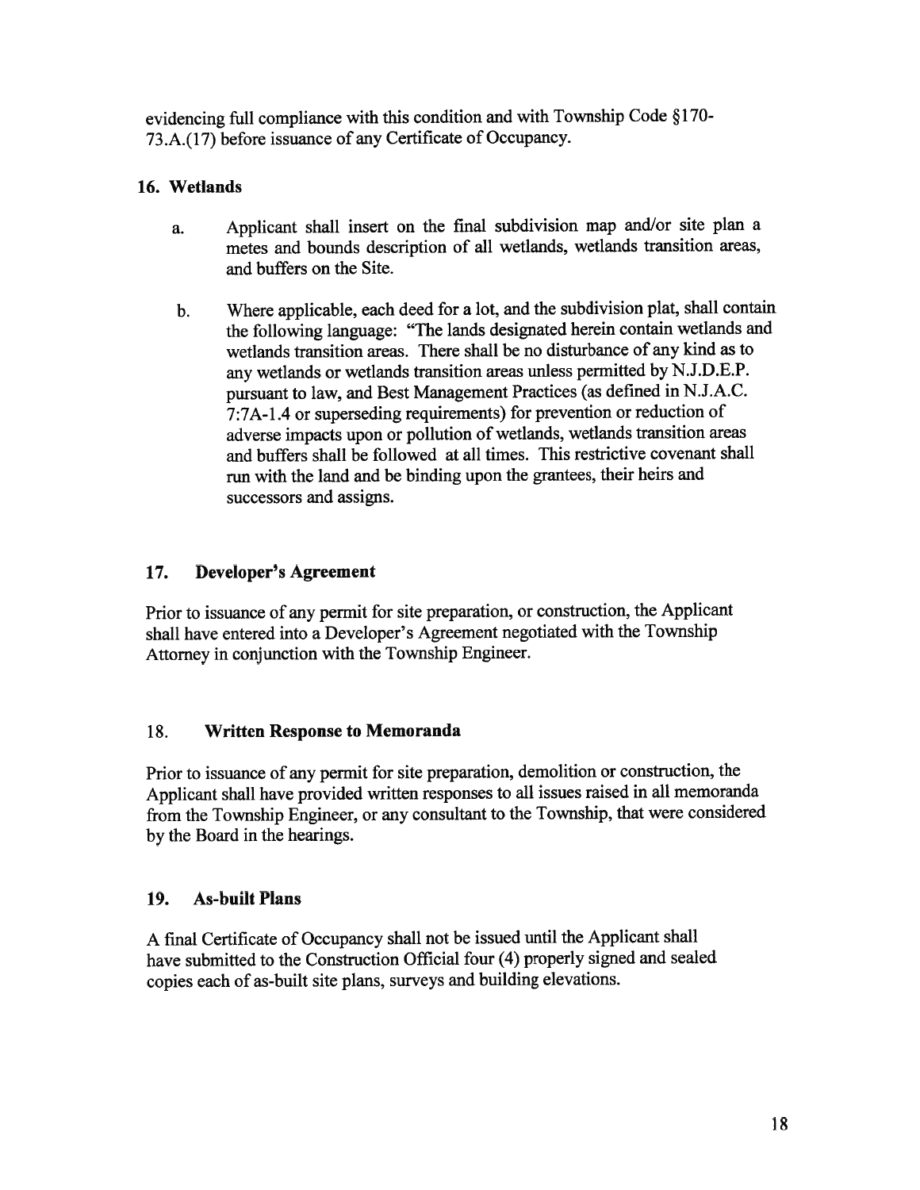evidencing full compliance with this condition and with Township Code §170-73.A.(17) before issuance of any Certificate of Occupancy.

### 16. Wetlands

a. Applicant shall insert on the final subdivision map and/or site plan a metes and bounds description of all wetlands, wetlands transition areas, and buffers on the Site.

b. Where applicable, each deed for a lot, and the subdivision plat, shall contain the following language: "The lands designated herein contain wetlands and wetlands transition areas. There shall be no disturbance of any kind as to any wetlands or wetlands transition areas unless permitted by N.J.D.E.P. pursuant to law, and Best Management Practices (as defined in N.J.A.C. 7:7A-1.4 or superseding requirements) for prevention or reduction of adverse impacts upon or pollution of wetlands, wetlands transition areas and buffers shall be followed at all times. This restrictive covenant shall run with the land and be binding upon the grantees, their heirs and successors and assigns.

### 17. Developer's Agreement

Prior to issuance of any permit for site preparation, or construction, the Applicant shall have entered into a Developer's Agreement negotiated with the Township Attorney in conjunction with the Township Engineer.

### 18. Written Response to Memoranda

Prior to issuance of any permit for site preparation, demolition or construction, the Applicant shall have provided written responses to all issues raised in all memoranda from the Township Engineer, or any consultant to the Township, that were considered by the Board in the hearings.

### 19. As-built Plans

A final Certificate of Occupancy shall not be issued until the Applicant shall have submitted to the Construction Official four (4) properly signed and sealed copies each of as-built site plans, surveys and building elevations.